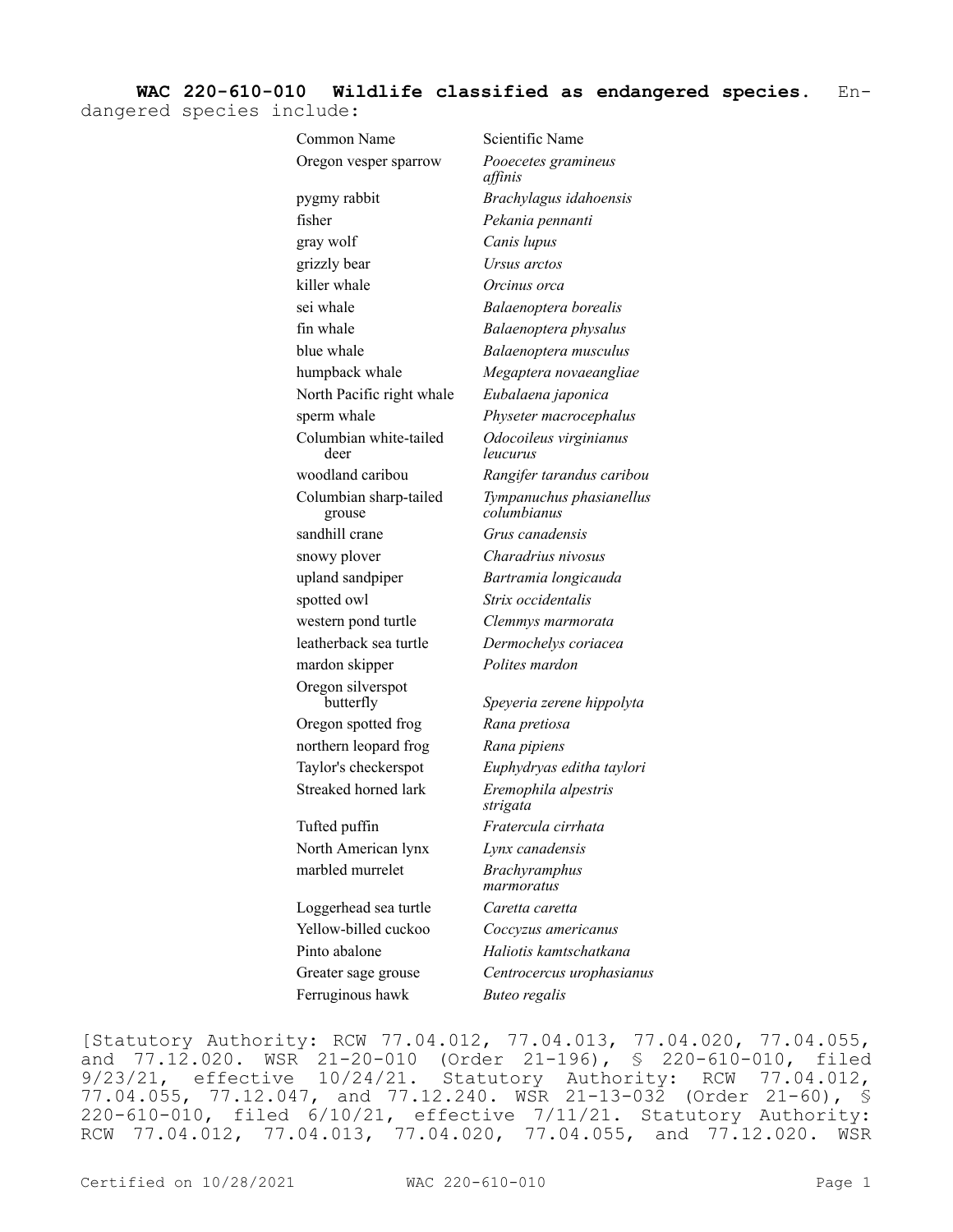**WAC 220-610-010 Wildlife classified as endangered species.** Endangered species include:

| Common Name | Scientific Name |
| --- | --- |
| Oregon vesper sparrow | *Pooecetes gramineus affinis* |
| pygmy rabbit | *Brachylagus idahoensis* |
| fisher | *Pekania pennanti* |
| gray wolf | *Canis lupus* |
| grizzly bear | *Ursus arctos* |
| killer whale | *Orcinus orca* |
| sei whale | *Balaenoptera borealis* |
| fin whale | *Balaenoptera physalus* |
| blue whale | *Balaenoptera musculus* |
| humpback whale | *Megaptera novaeangliae* |
| North Pacific right whale | *Eubalaena japonica* |
| sperm whale | *Physeter macrocephalus* |
| Columbian white-tailed deer | *Odocoileus virginianus leucurus* |
| woodland caribou | *Rangifer tarandus caribou* |
| Columbian sharp-tailed grouse | *Tympanuchus phasianellus columbianus* |
| sandhill crane | *Grus canadensis* |
| snowy plover | *Charadrius nivosus* |
| upland sandpiper | *Bartramia longicauda* |
| spotted owl | *Strix occidentalis* |
| western pond turtle | *Clemmys marmorata* |
| leatherback sea turtle | *Dermochelys coriacea* |
| mardon skipper | *Polites mardon* |
| Oregon silverspot butterfly | *Speyeria zerene hippolyta* |
| Oregon spotted frog | *Rana pretiosa* |
| northern leopard frog | *Rana pipiens* |
| Taylor's checkerspot | *Euphydryas editha taylori* |
| Streaked horned lark | *Eremophila alpestris strigata* |
| Tufted puffin | *Fratercula cirrhata* |
| North American lynx | *Lynx canadensis* |
| marbled murrelet | *Brachyramphus marmoratus* |
| Loggerhead sea turtle | *Caretta caretta* |
| Yellow-billed cuckoo | *Coccyzus americanus* |
| Pinto abalone | *Haliotis kamtschatkana* |
| Greater sage grouse | *Centrocercus urophasianus* |
| Ferruginous hawk | *Buteo regalis* |

[Statutory Authority: RCW 77.04.012, 77.04.013, 77.04.020, 77.04.055, and 77.12.020. WSR 21-20-010 (Order 21-196), § 220-610-010, filed 9/23/21, effective 10/24/21. Statutory Authority: RCW 77.04.012, 77.04.055, 77.12.047, and 77.12.240. WSR 21-13-032 (Order 21-60), § 220-610-010, filed 6/10/21, effective 7/11/21. Statutory Authority: RCW 77.04.012, 77.04.013, 77.04.020, 77.04.055, and 77.12.020. WSR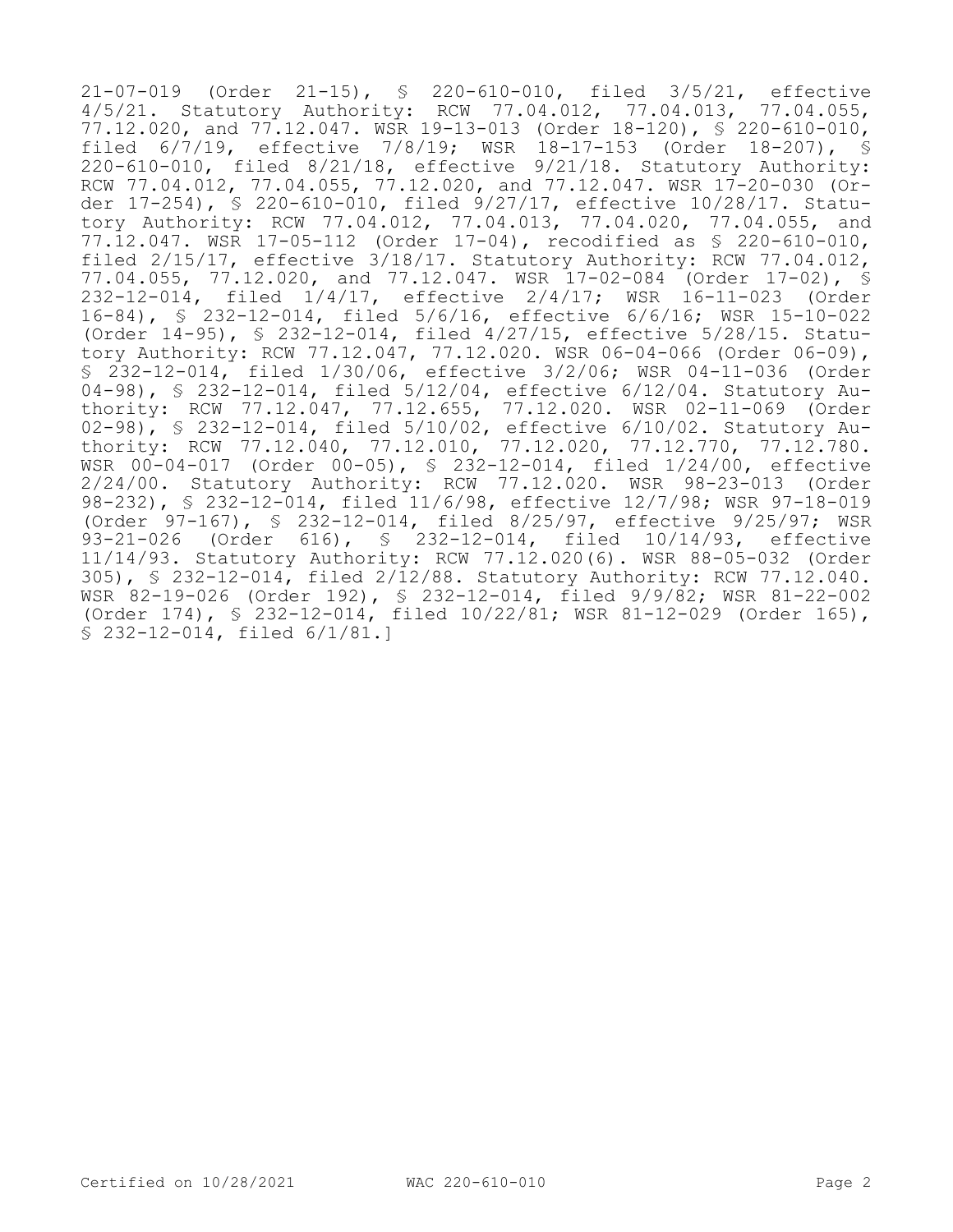21-07-019 (Order 21-15), § 220-610-010, filed 3/5/21, effective 4/5/21. Statutory Authority: RCW 77.04.012, 77.04.013, 77.04.055, 77.12.020, and 77.12.047. WSR 19-13-013 (Order 18-120), § 220-610-010, filed 6/7/19, effective 7/8/19; WSR 18-17-153 (Order 18-207), § 220-610-010, filed 8/21/18, effective 9/21/18. Statutory Authority: RCW 77.04.012, 77.04.055, 77.12.020, and 77.12.047. WSR 17-20-030 (Order 17-254), § 220-610-010, filed 9/27/17, effective 10/28/17. Statutory Authority: RCW 77.04.012, 77.04.013, 77.04.020, 77.04.055, and 77.12.047. WSR 17-05-112 (Order 17-04), recodified as § 220-610-010, filed 2/15/17, effective 3/18/17. Statutory Authority: RCW 77.04.012, 77.04.055, 77.12.020, and 77.12.047. WSR 17-02-084 (Order 17-02), § 232-12-014, filed 1/4/17, effective 2/4/17; WSR 16-11-023 (Order 16-84), § 232-12-014, filed 5/6/16, effective 6/6/16; WSR 15-10-022 (Order 14-95), § 232-12-014, filed 4/27/15, effective 5/28/15. Statutory Authority: RCW 77.12.047, 77.12.020. WSR 06-04-066 (Order 06-09), § 232-12-014, filed 1/30/06, effective 3/2/06; WSR 04-11-036 (Order 04-98), § 232-12-014, filed 5/12/04, effective 6/12/04. Statutory Authority: RCW 77.12.047, 77.12.655, 77.12.020. WSR 02-11-069 (Order 02-98), § 232-12-014, filed 5/10/02, effective 6/10/02. Statutory Authority: RCW 77.12.040, 77.12.010, 77.12.020, 77.12.770, 77.12.780. WSR 00-04-017 (Order 00-05), § 232-12-014, filed 1/24/00, effective 2/24/00. Statutory Authority: RCW 77.12.020. WSR 98-23-013 (Order 98-232), § 232-12-014, filed 11/6/98, effective 12/7/98; WSR 97-18-019 (Order 97-167), § 232-12-014, filed 8/25/97, effective 9/25/97; WSR 93-21-026 (Order 616), § 232-12-014, filed 10/14/93, effective 11/14/93. Statutory Authority: RCW 77.12.020(6). WSR 88-05-032 (Order 305), § 232-12-014, filed 2/12/88. Statutory Authority: RCW 77.12.040. WSR 82-19-026 (Order 192), § 232-12-014, filed 9/9/82; WSR 81-22-002 (Order 174), § 232-12-014, filed 10/22/81; WSR 81-12-029 (Order 165), § 232-12-014, filed 6/1/81.]